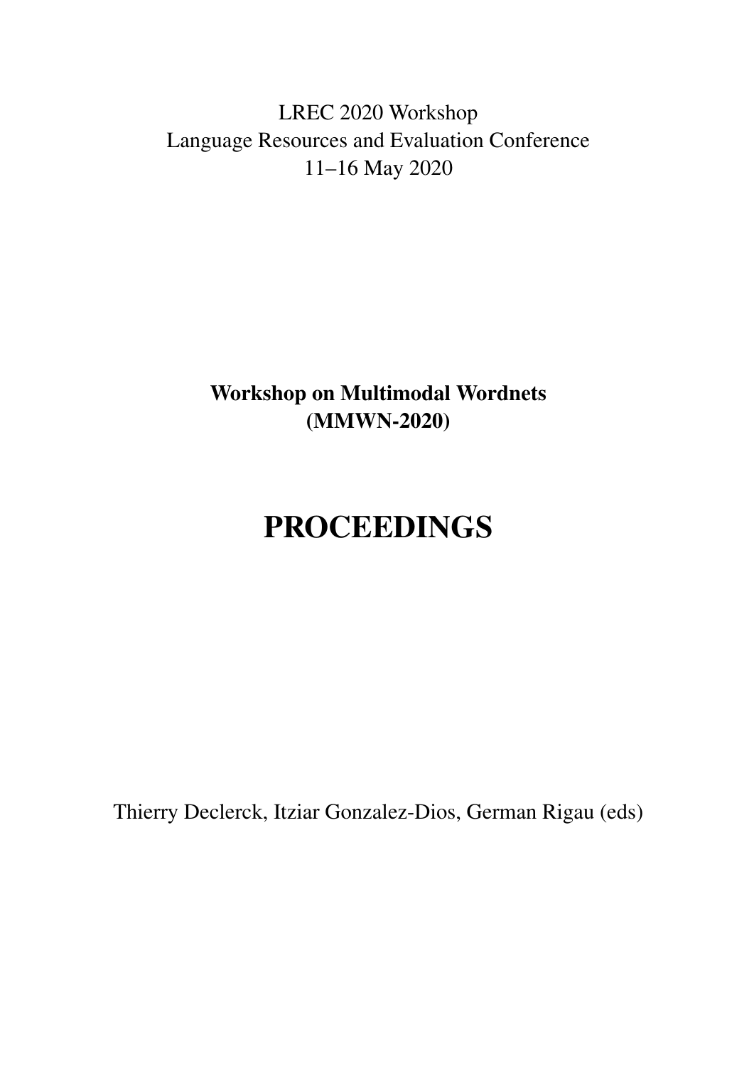LREC 2020 Workshop
Language Resources and Evaluation Conference
11–16 May 2020

**Workshop on Multimodal Wordnets**
**(MMWN-2020)**

# PROCEEDINGS

Thierry Declerck, Itziar Gonzalez-Dios, German Rigau (eds)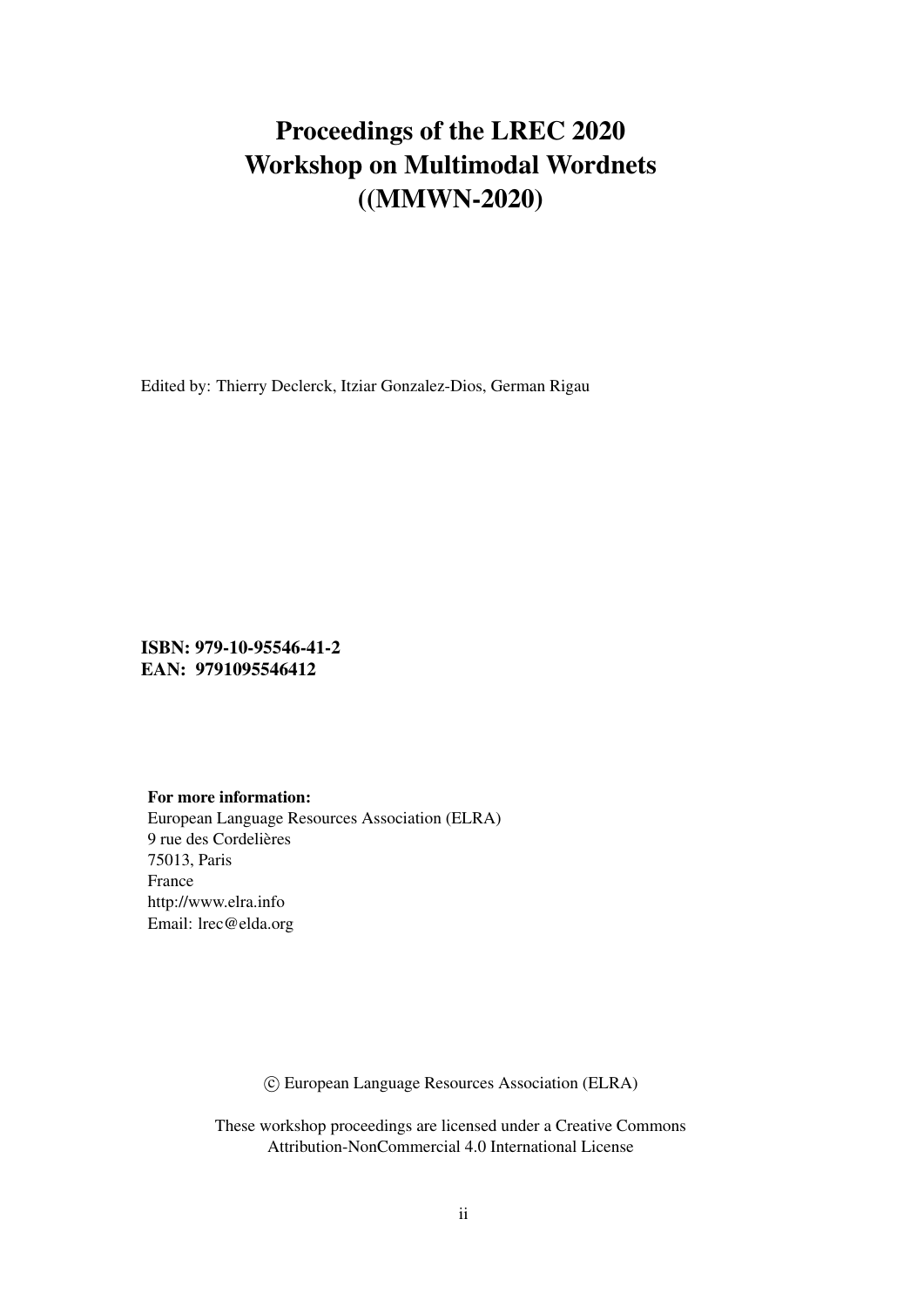# Proceedings of the LREC 2020 Workshop on Multimodal Wordnets ((MMWN-2020)

Edited by: Thierry Declerck, Itziar Gonzalez-Dios, German Rigau

**ISBN: 979-10-95546-41-2**
**EAN: 9791095546412**

**For more information:**
European Language Resources Association (ELRA)
9 rue des Cordelières
75013, Paris
France
http://www.elra.info
Email: lrec@elda.org

© European Language Resources Association (ELRA)

These workshop proceedings are licensed under a Creative Commons Attribution-NonCommercial 4.0 International License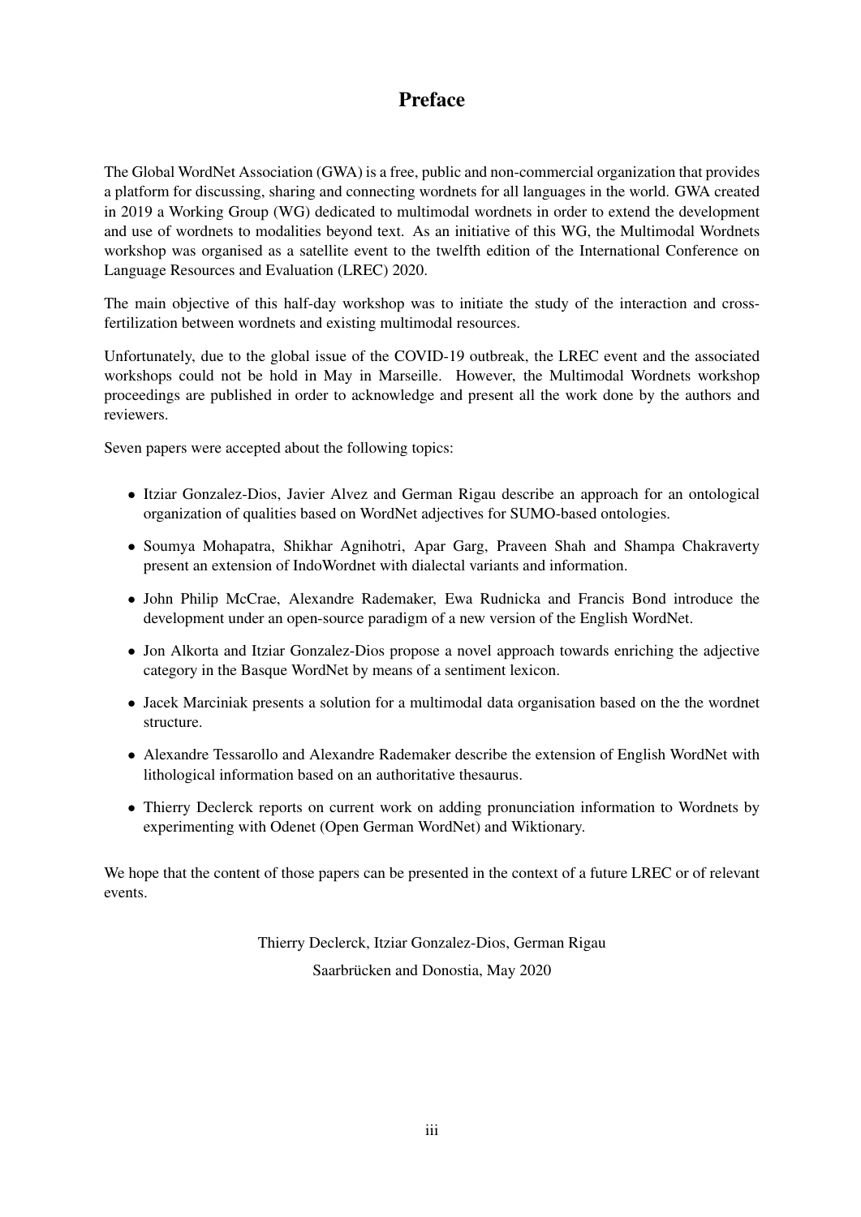# Preface

The Global WordNet Association (GWA) is a free, public and non-commercial organization that provides a platform for discussing, sharing and connecting wordnets for all languages in the world. GWA created in 2019 a Working Group (WG) dedicated to multimodal wordnets in order to extend the development and use of wordnets to modalities beyond text. As an initiative of this WG, the Multimodal Wordnets workshop was organised as a satellite event to the twelfth edition of the International Conference on Language Resources and Evaluation (LREC) 2020.

The main objective of this half-day workshop was to initiate the study of the interaction and cross-fertilization between wordnets and existing multimodal resources.

Unfortunately, due to the global issue of the COVID-19 outbreak, the LREC event and the associated workshops could not be hold in May in Marseille. However, the Multimodal Wordnets workshop proceedings are published in order to acknowledge and present all the work done by the authors and reviewers.

Seven papers were accepted about the following topics:

- Itziar Gonzalez-Dios, Javier Alvez and German Rigau describe an approach for an ontological organization of qualities based on WordNet adjectives for SUMO-based ontologies.
- Soumya Mohapatra, Shikhar Agnihotri, Apar Garg, Praveen Shah and Shampa Chakraverty present an extension of IndoWordnet with dialectal variants and information.
- John Philip McCrae, Alexandre Rademaker, Ewa Rudnicka and Francis Bond introduce the development under an open-source paradigm of a new version of the English WordNet.
- Jon Alkorta and Itziar Gonzalez-Dios propose a novel approach towards enriching the adjective category in the Basque WordNet by means of a sentiment lexicon.
- Jacek Marciniak presents a solution for a multimodal data organisation based on the the wordnet structure.
- Alexandre Tessarollo and Alexandre Rademaker describe the extension of English WordNet with lithological information based on an authoritative thesaurus.
- Thierry Declerck reports on current work on adding pronunciation information to Wordnets by experimenting with Odenet (Open German WordNet) and Wiktionary.

We hope that the content of those papers can be presented in the context of a future LREC or of relevant events.

Thierry Declerck, Itziar Gonzalez-Dios, German Rigau

Saarbrücken and Donostia, May 2020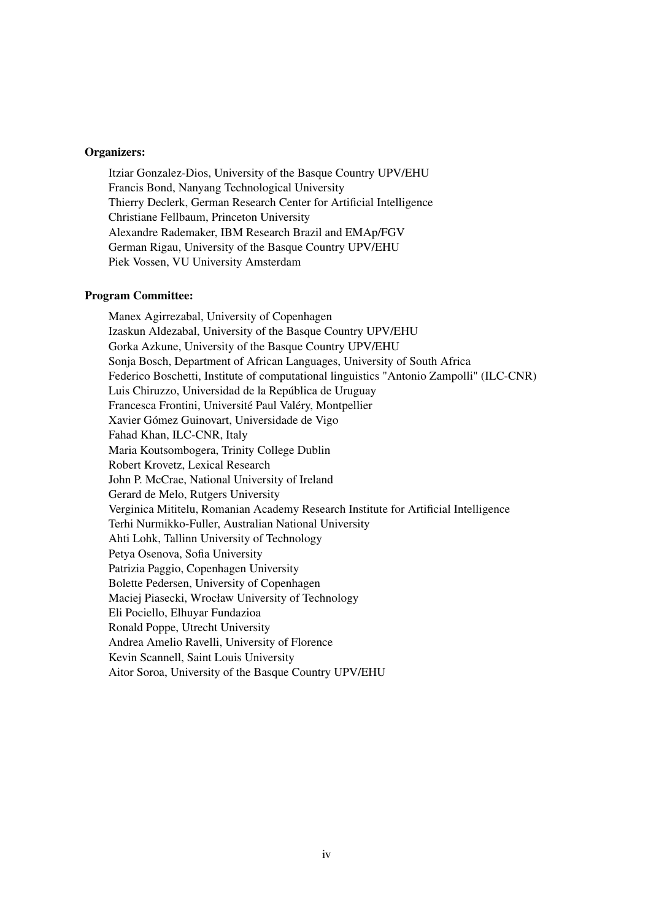**Organizers:**

Itziar Gonzalez-Dios, University of the Basque Country UPV/EHU
Francis Bond, Nanyang Technological University
Thierry Declerk, German Research Center for Artificial Intelligence
Christiane Fellbaum, Princeton University
Alexandre Rademaker, IBM Research Brazil and EMAp/FGV
German Rigau, University of the Basque Country UPV/EHU
Piek Vossen, VU University Amsterdam

**Program Committee:**

Manex Agirrezabal, University of Copenhagen
Izaskun Aldezabal, University of the Basque Country UPV/EHU
Gorka Azkune, University of the Basque Country UPV/EHU
Sonja Bosch, Department of African Languages, University of South Africa
Federico Boschetti, Institute of computational linguistics "Antonio Zampolli" (ILC-CNR)
Luis Chiruzzo, Universidad de la República de Uruguay
Francesca Frontini, Université Paul Valéry, Montpellier
Xavier Gómez Guinovart, Universidade de Vigo
Fahad Khan, ILC-CNR, Italy
Maria Koutsombogera, Trinity College Dublin
Robert Krovetz, Lexical Research
John P. McCrae, National University of Ireland
Gerard de Melo, Rutgers University
Verginica Mititelu, Romanian Academy Research Institute for Artificial Intelligence
Terhi Nurmikko-Fuller, Australian National University
Ahti Lohk, Tallinn University of Technology
Petya Osenova, Sofia University
Patrizia Paggio, Copenhagen University
Bolette Pedersen, University of Copenhagen
Maciej Piasecki, Wrocław University of Technology
Eli Pociello, Elhuyar Fundazioa
Ronald Poppe, Utrecht University
Andrea Amelio Ravelli, University of Florence
Kevin Scannell, Saint Louis University
Aitor Soroa, University of the Basque Country UPV/EHU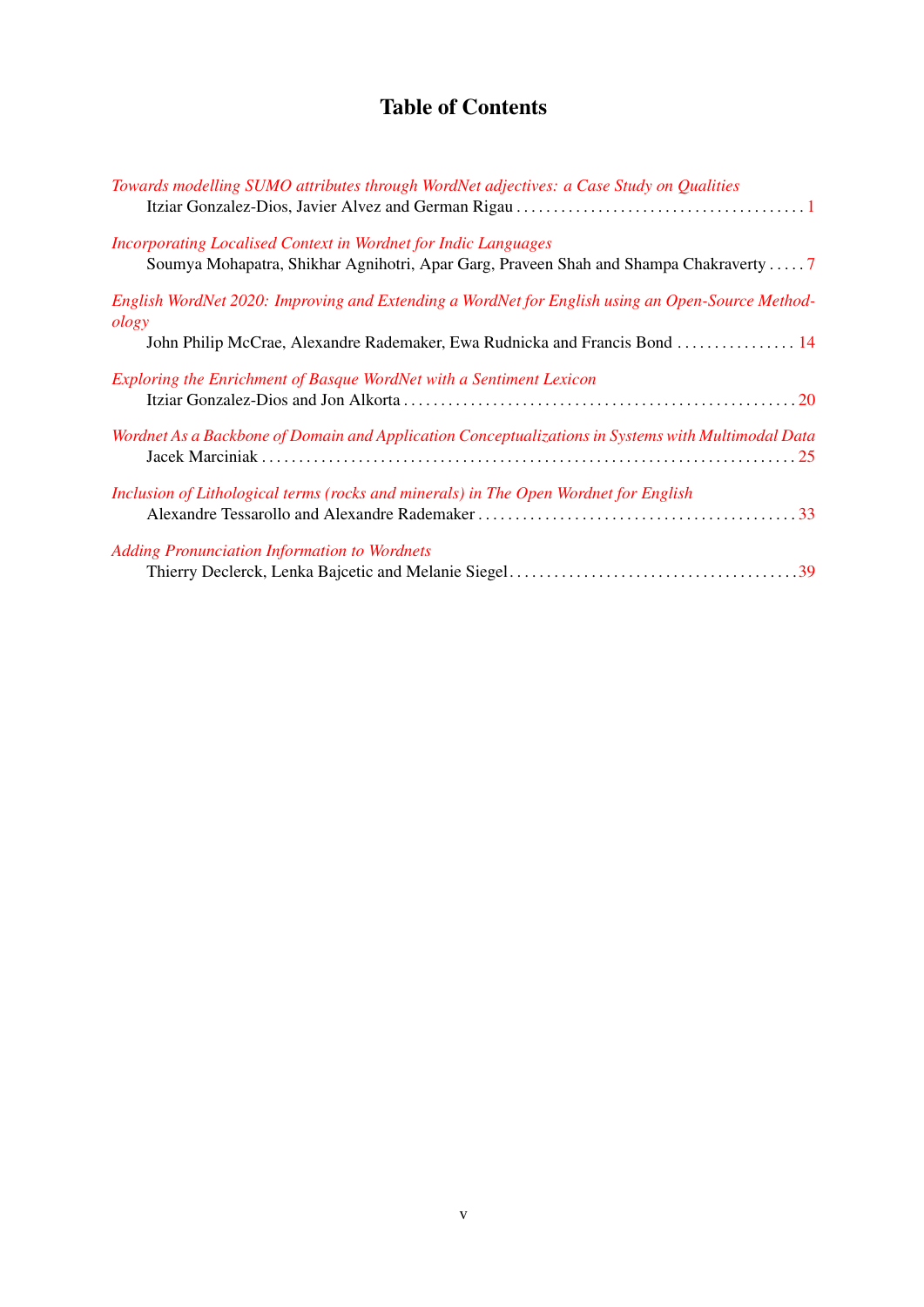# Table of Contents

*Towards modelling SUMO attributes through WordNet adjectives: a Case Study on Qualities*
Itziar Gonzalez-Dios, Javier Alvez and German Rigau . . . . . . . . . . . . . . . . . . . . . . . . . . . . . . . . . . . . . . . 1

*Incorporating Localised Context in Wordnet for Indic Languages*
Soumya Mohapatra, Shikhar Agnihotri, Apar Garg, Praveen Shah and Shampa Chakraverty . . . . . 7

*English WordNet 2020: Improving and Extending a WordNet for English using an Open-Source Methodology*
John Philip McCrae, Alexandre Rademaker, Ewa Rudnicka and Francis Bond . . . . . . . . . . . . . . . . 14

*Exploring the Enrichment of Basque WordNet with a Sentiment Lexicon*
Itziar Gonzalez-Dios and Jon Alkorta . . . . . . . . . . . . . . . . . . . . . . . . . . . . . . . . . . . . . . . . . . . . . . . . . . . . 20

*Wordnet As a Backbone of Domain and Application Conceptualizations in Systems with Multimodal Data*
Jacek Marciniak . . . . . . . . . . . . . . . . . . . . . . . . . . . . . . . . . . . . . . . . . . . . . . . . . . . . . . . . . . . . . . . . . . . . . . . . 25

*Inclusion of Lithological terms (rocks and minerals) in The Open Wordnet for English*
Alexandre Tessarollo and Alexandre Rademaker . . . . . . . . . . . . . . . . . . . . . . . . . . . . . . . . . . . . . . . . . . . . 33

*Adding Pronunciation Information to Wordnets*
Thierry Declerck, Lenka Bajcetic and Melanie Siegel . . . . . . . . . . . . . . . . . . . . . . . . . . . . . . . . . . . . . . . 39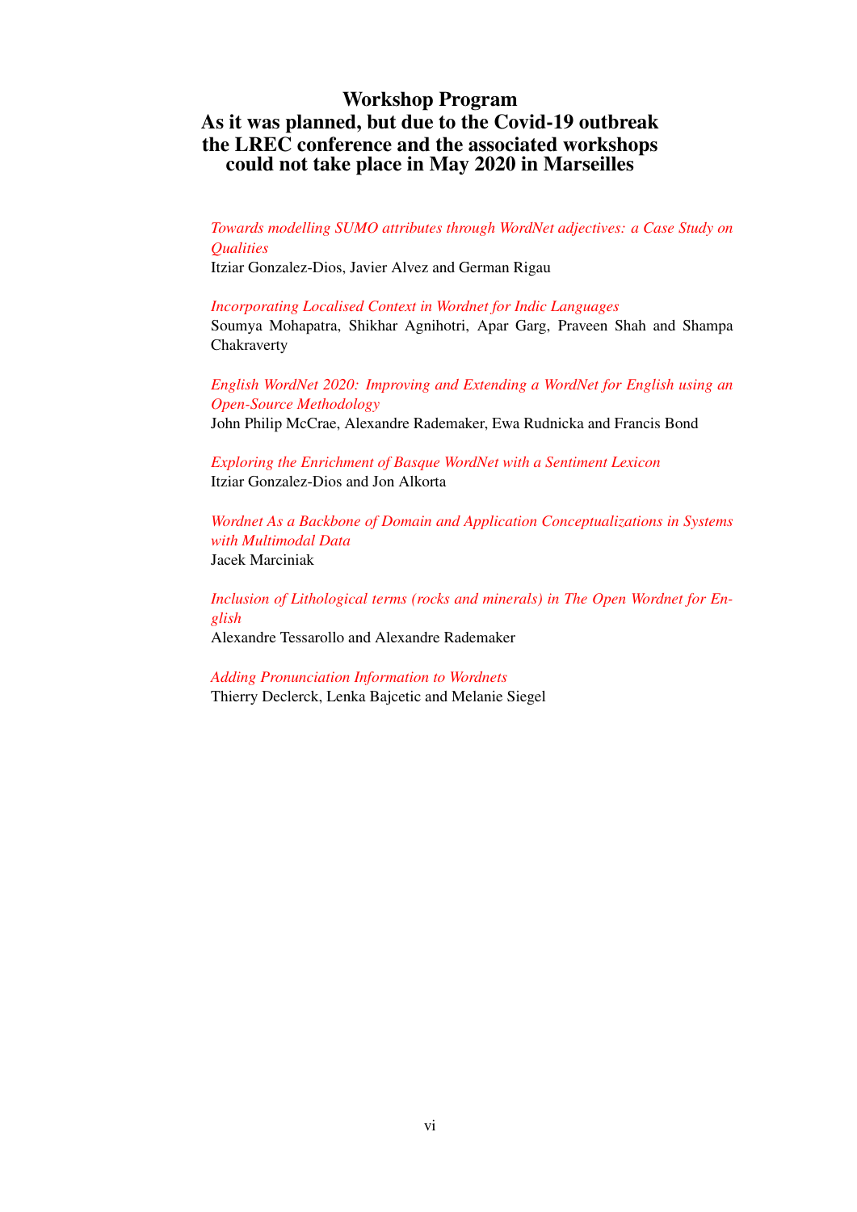# Workshop Program
## As it was planned, but due to the Covid-19 outbreak the LREC conference and the associated workshops could not take place in May 2020 in Marseilles

*Towards modelling SUMO attributes through WordNet adjectives: a Case Study on Qualities*
Itziar Gonzalez-Dios, Javier Alvez and German Rigau

*Incorporating Localised Context in Wordnet for Indic Languages*
Soumya Mohapatra, Shikhar Agnihotri, Apar Garg, Praveen Shah and Shampa Chakraverty

*English WordNet 2020: Improving and Extending a WordNet for English using an Open-Source Methodology*
John Philip McCrae, Alexandre Rademaker, Ewa Rudnicka and Francis Bond

*Exploring the Enrichment of Basque WordNet with a Sentiment Lexicon*
Itziar Gonzalez-Dios and Jon Alkorta

*Wordnet As a Backbone of Domain and Application Conceptualizations in Systems with Multimodal Data*
Jacek Marciniak

*Inclusion of Lithological terms (rocks and minerals) in The Open Wordnet for English*
Alexandre Tessarollo and Alexandre Rademaker

*Adding Pronunciation Information to Wordnets*
Thierry Declerck, Lenka Bajcetic and Melanie Siegel